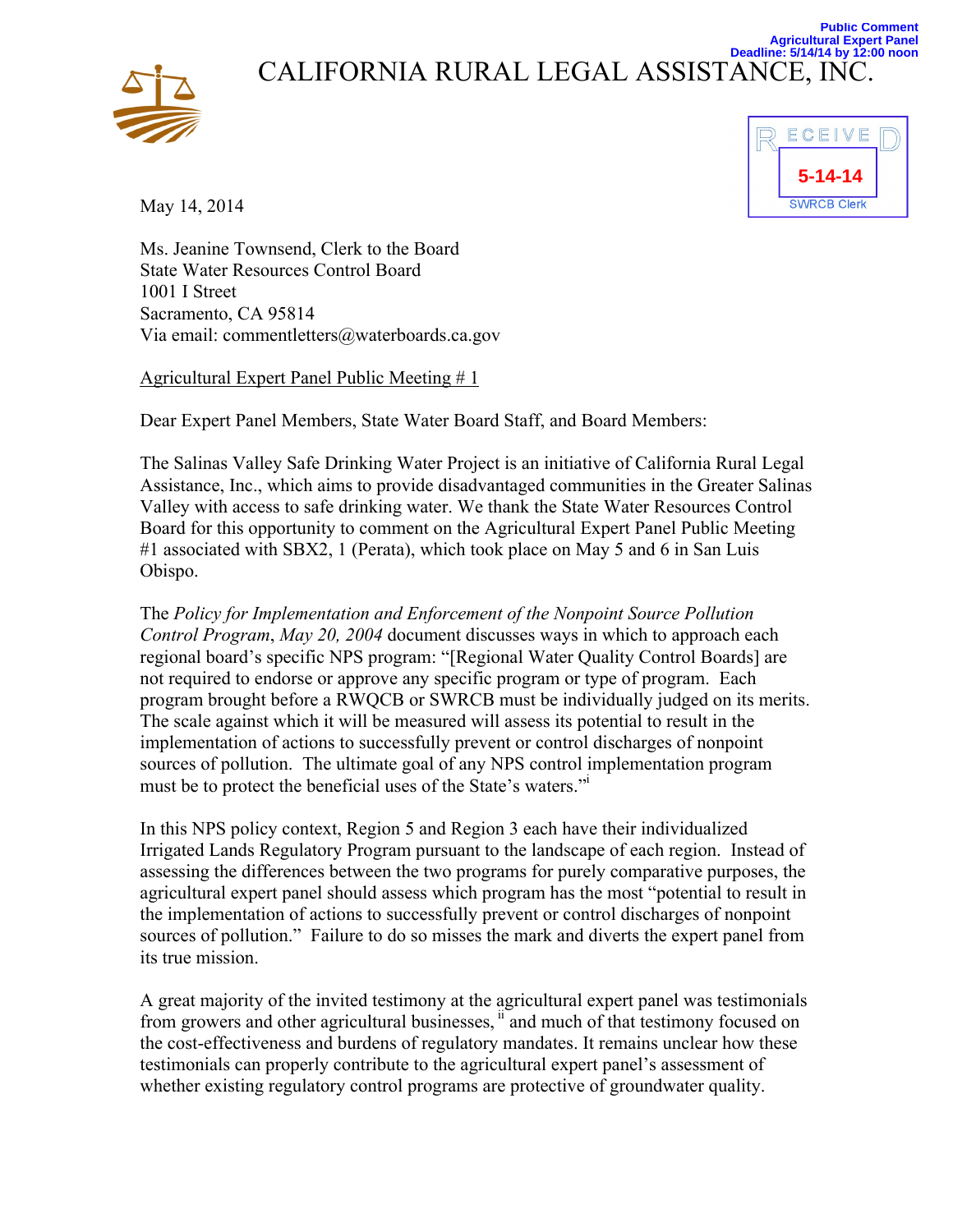Public Comment
Agricultural Expert Panel
Deadline: 5/14/14 by 12:00 noon

# CALIFORNIA RURAL LEGAL ASSISTANCE, INC.

RECEIVED
5-14-14
SWRCB Clerk

May 14, 2014

Ms. Jeanine Townsend, Clerk to the Board
State Water Resources Control Board
1001 I Street
Sacramento, CA 95814
Via email: commentletters@waterboards.ca.gov

Agricultural Expert Panel Public Meeting # 1

Dear Expert Panel Members, State Water Board Staff, and Board Members:

The Salinas Valley Safe Drinking Water Project is an initiative of California Rural Legal Assistance, Inc., which aims to provide disadvantaged communities in the Greater Salinas Valley with access to safe drinking water. We thank the State Water Resources Control Board for this opportunity to comment on the Agricultural Expert Panel Public Meeting #1 associated with SBX2, 1 (Perata), which took place on May 5 and 6 in San Luis Obispo.

The *Policy for Implementation and Enforcement of the Nonpoint Source Pollution Control Program*, *May 20, 2004* document discusses ways in which to approach each regional board's specific NPS program: "[Regional Water Quality Control Boards] are not required to endorse or approve any specific program or type of program. Each program brought before a RWQCB or SWRCB must be individually judged on its merits. The scale against which it will be measured will assess its potential to result in the implementation of actions to successfully prevent or control discharges of nonpoint sources of pollution. The ultimate goal of any NPS control implementation program must be to protect the beneficial uses of the State's waters."[i]

In this NPS policy context, Region 5 and Region 3 each have their individualized Irrigated Lands Regulatory Program pursuant to the landscape of each region. Instead of assessing the differences between the two programs for purely comparative purposes, the agricultural expert panel should assess which program has the most "potential to result in the implementation of actions to successfully prevent or control discharges of nonpoint sources of pollution." Failure to do so misses the mark and diverts the expert panel from its true mission.

A great majority of the invited testimony at the agricultural expert panel was testimonials from growers and other agricultural businesses,[ii] and much of that testimony focused on the cost-effectiveness and burdens of regulatory mandates. It remains unclear how these testimonials can properly contribute to the agricultural expert panel's assessment of whether existing regulatory control programs are protective of groundwater quality.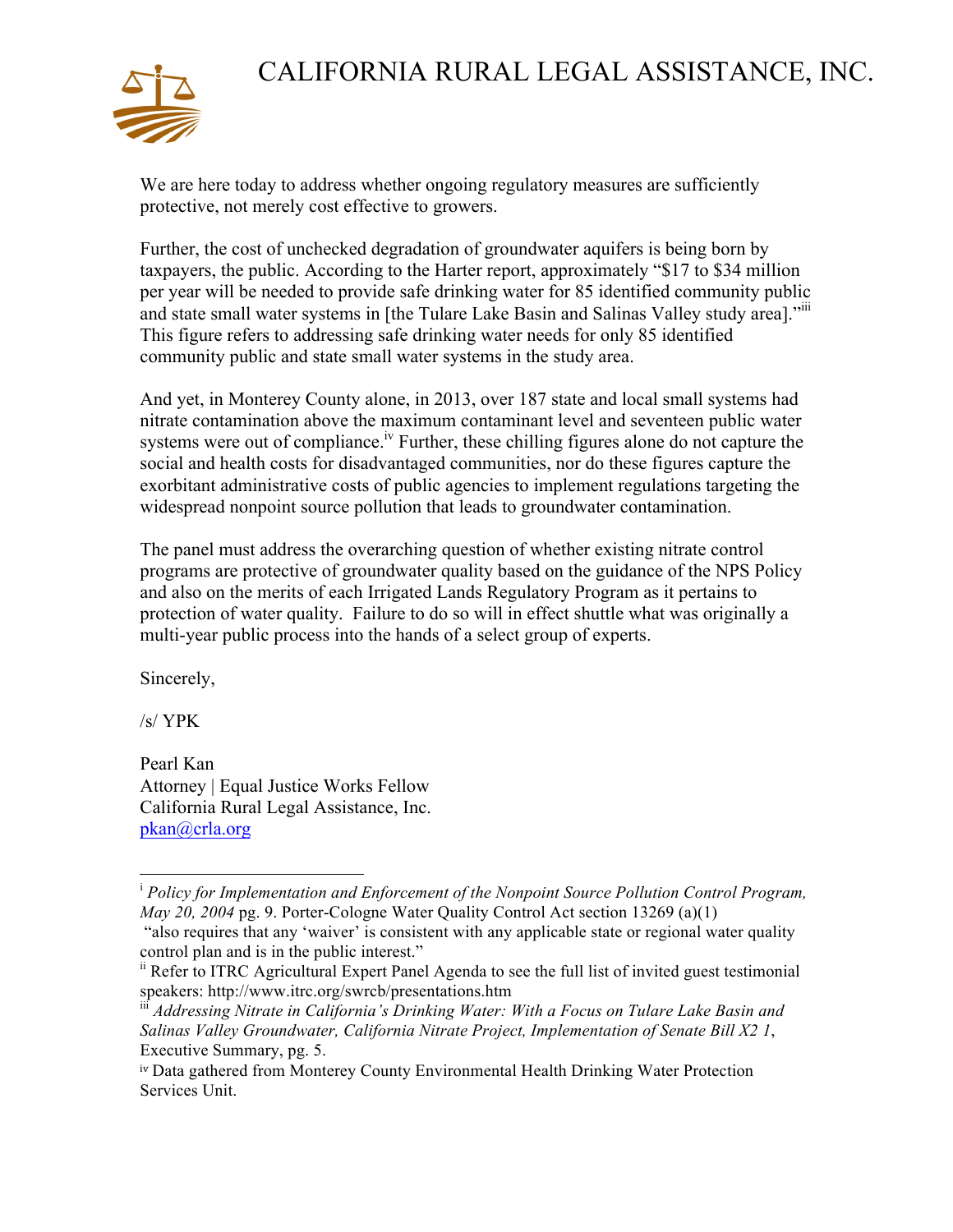# CALIFORNIA RURAL LEGAL ASSISTANCE, INC.

We are here today to address whether ongoing regulatory measures are sufficiently protective, not merely cost effective to growers.

Further, the cost of unchecked degradation of groundwater aquifers is being born by taxpayers, the public. According to the Harter report, approximately "$17 to $34 million per year will be needed to provide safe drinking water for 85 identified community public and state small water systems in [the Tulare Lake Basin and Salinas Valley study area]."[iii] This figure refers to addressing safe drinking water needs for only 85 identified community public and state small water systems in the study area.

And yet, in Monterey County alone, in 2013, over 187 state and local small systems had nitrate contamination above the maximum contaminant level and seventeen public water systems were out of compliance.[iv] Further, these chilling figures alone do not capture the social and health costs for disadvantaged communities, nor do these figures capture the exorbitant administrative costs of public agencies to implement regulations targeting the widespread nonpoint source pollution that leads to groundwater contamination.

The panel must address the overarching question of whether existing nitrate control programs are protective of groundwater quality based on the guidance of the NPS Policy and also on the merits of each Irrigated Lands Regulatory Program as it pertains to protection of water quality. Failure to do so will in effect shuttle what was originally a multi-year public process into the hands of a select group of experts.

Sincerely,

/s/ YPK

Pearl Kan
Attorney | Equal Justice Works Fellow
California Rural Legal Assistance, Inc.
pkan@crla.org

---

[i] *Policy for Implementation and Enforcement of the Nonpoint Source Pollution Control Program, May 20, 2004* pg. 9. Porter-Cologne Water Quality Control Act section 13269 (a)(1) "also requires that any 'waiver' is consistent with any applicable state or regional water quality control plan and is in the public interest."

[ii] Refer to ITRC Agricultural Expert Panel Agenda to see the full list of invited guest testimonial speakers: http://www.itrc.org/swrcb/presentations.htm

[iii] *Addressing Nitrate in California's Drinking Water: With a Focus on Tulare Lake Basin and Salinas Valley Groundwater, California Nitrate Project, Implementation of Senate Bill X2 1*, Executive Summary, pg. 5.

[iv] Data gathered from Monterey County Environmental Health Drinking Water Protection Services Unit.